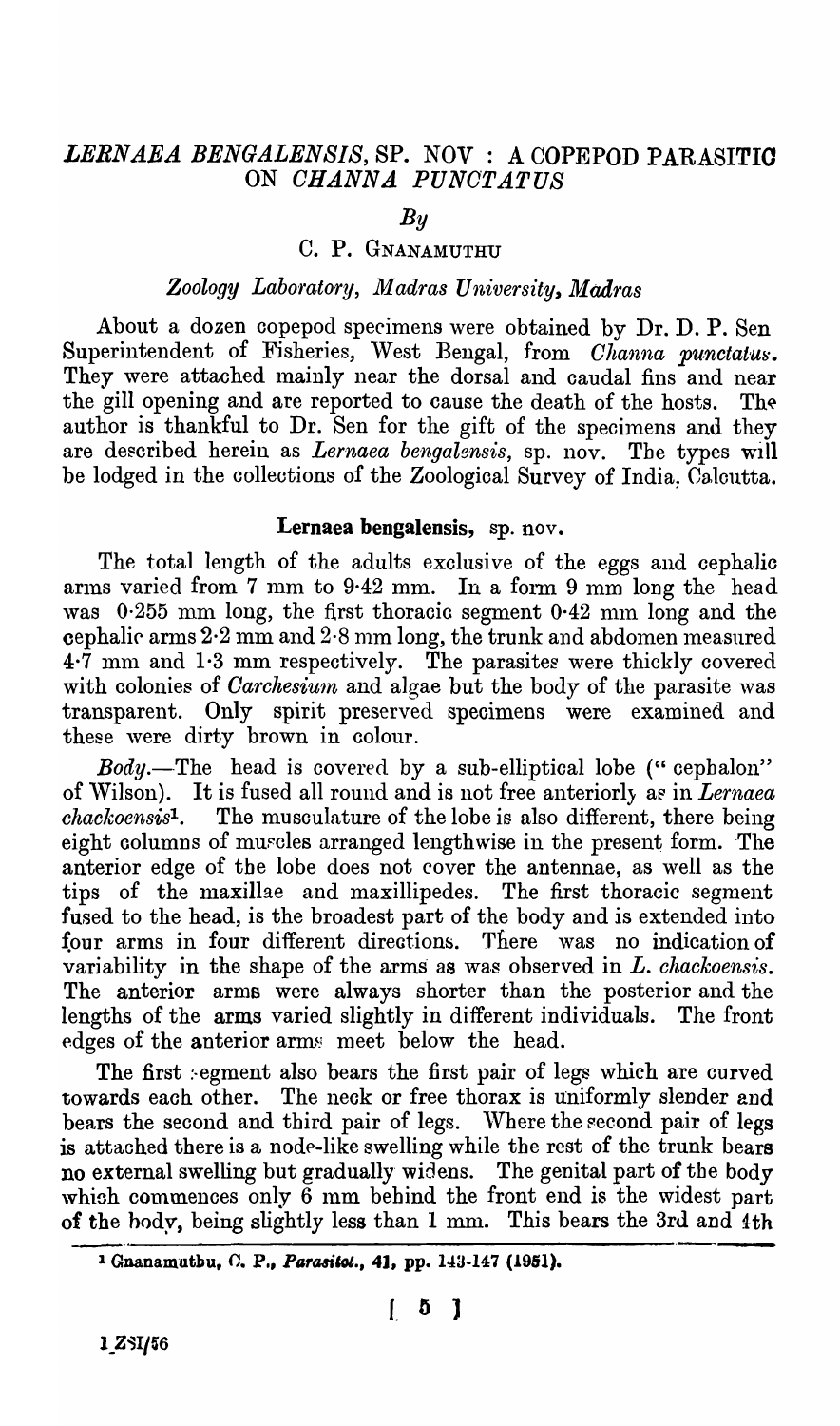# *LERNAEA BENGALENSIS*, SP. NOV : A COPEPOD PARASITIC ON *CHANNA PUNCTATUS*

*By*

C. P. Gnanamuthu

*Zoology Laboratory, Madras University, Madras*

About a dozen copepod specimens were obtained by Dr. D. P. Sen Superintendent of Fisheries, West Bengal, from *Channa punctatus*. They were attached mainly near the dorsal and caudal fins and near the gill opening and are reported to cause the death of the hosts. The author is thankful to Dr. Sen for the gift of the specimens and they are described herein as *Lernaea bengalensis*, sp. nov. The types will be lodged in the collections of the Zoological Survey of India, Calcutta.

## Lernaea bengalensis, sp. nov.

The total length of the adults exclusive of the eggs and cephalic arms varied from 7 mm to 9·42 mm. In a form 9 mm long the head was 0·255 mm long, the first thoracic segment 0·42 mm long and the cephalic arms 2·2 mm and 2·8 mm long, the trunk and abdomen measured 4·7 mm and 1·3 mm respectively. The parasites were thickly covered with colonies of *Carchesium* and algae but the body of the parasite was transparent. Only spirit preserved specimens were examined and these were dirty brown in colour.

*Body*.—The head is covered by a sub-elliptical lobe ("cephalon" of Wilson). It is fused all round and is not free anteriorly as in *Lernaea chackoensis*[1]. The musculature of the lobe is also different, there being eight columns of muscles arranged lengthwise in the present form. The anterior edge of the lobe does not cover the antennae, as well as the tips of the maxillae and maxillipedes. The first thoracic segment fused to the head, is the broadest part of the body and is extended into four arms in four different directions. There was no indication of variability in the shape of the arms as was observed in *L. chackoensis*. The anterior arms were always shorter than the posterior and the lengths of the arms varied slightly in different individuals. The front edges of the anterior arms meet below the head.

The first segment also bears the first pair of legs which are curved towards each other. The neck or free thorax is uniformly slender and bears the second and third pair of legs. Where the second pair of legs is attached there is a node-like swelling while the rest of the trunk bears no external swelling but gradually widens. The genital part of the body which commences only 6 mm behind the front end is the widest part of the body, being slightly less than 1 mm. This bears the 3rd and 4th

[1] Gnanamuthu, C. P., *Parasitol.*, **41**, pp. 143-147 (1951).

1 ZSI/56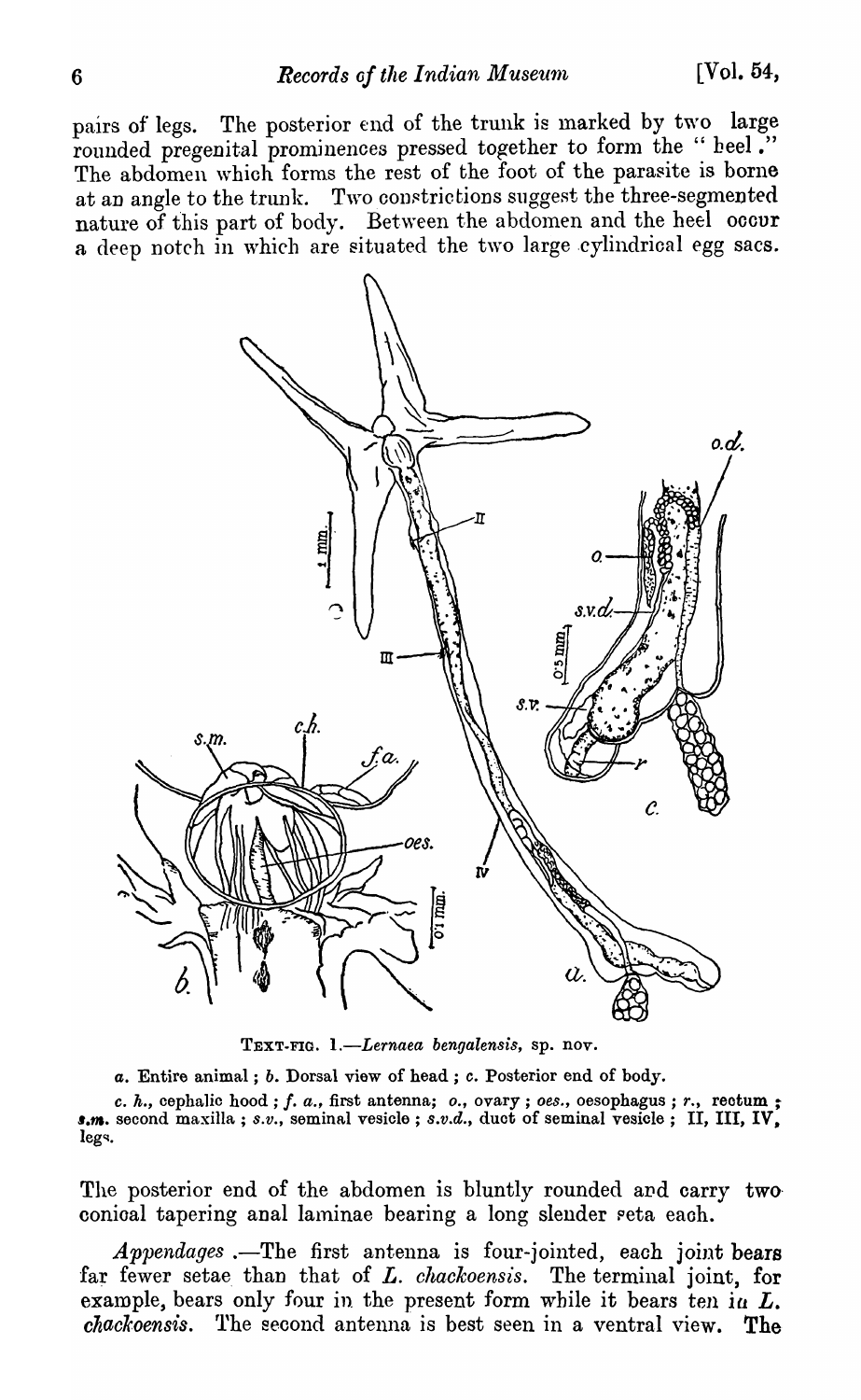pairs of legs. The posterior end of the trunk is marked by two large rounded pregenital prominences pressed together to form the "heel." The abdomen which forms the rest of the foot of the parasite is borne at an angle to the trunk. Two constrictions suggest the three-segmented nature of this part of body. Between the abdomen and the heel occur a deep notch in which are situated the two large cylindrical egg sacs.

TEXT-FIG. 1.—*Lernaea bengalensis*, sp. nov.

*a*. Entire animal; *b*. Dorsal view of head; *c*. Posterior end of body.

*c. h.*, cephalic hood; *f. a.*, first antenna; *o.*, ovary; *oes.*, oesophagus; *r.*, rectum; *s.m.* second maxilla; *s.v.*, seminal vesicle; *s.v.d.*, duct of seminal vesicle; II, III, IV, legs.

The posterior end of the abdomen is bluntly rounded and carry two conical tapering anal laminae bearing a long slender seta each.

*Appendages*.—The first antenna is four-jointed, each joint bears far fewer setae than that of *L. chackoensis*. The terminal joint, for example, bears only four in the present form while it bears ten in *L. chackoensis*. The second antenna is best seen in a ventral view. The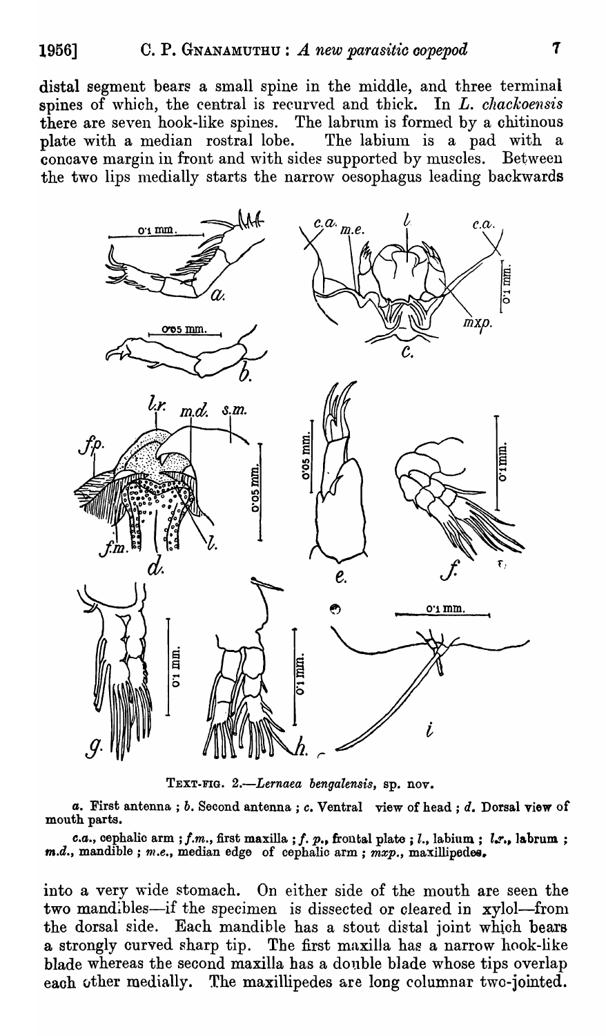distal segment bears a small spine in the middle, and three terminal spines of which, the central is recurved and thick. In *L. chackoensis* there are seven hook-like spines. The labrum is formed by a chitinous plate with a median rostral lobe. The labium is a pad with a concave margin in front and with sides supported by muscles. Between the two lips medially starts the narrow oesophagus leading backwards

TEXT-FIG. 2.—*Lernaea bengalensis*, sp. nov.

*a.* First antenna ; *b.* Second antenna ; *c.* Ventral view of head ; *d.* Dorsal view of mouth parts.

*c.a.*, cephalic arm ; *f.m.*, first maxilla ; *f. p.*, frontal plate ; *l.*, labium ; *l.r.*, labrum ; *m.d.*, mandible ; *m.e.*, median edge of cephalic arm ; *mxp.*, maxillipedes.

into a very wide stomach. On either side of the mouth are seen the two mandibles—if the specimen is dissected or cleared in xylol—from the dorsal side. Each mandible has a stout distal joint which bears a strongly curved sharp tip. The first maxilla has a narrow hook-like blade whereas the second maxilla has a double blade whose tips overlap each other medially. The maxillipedes are long columnar two-jointed.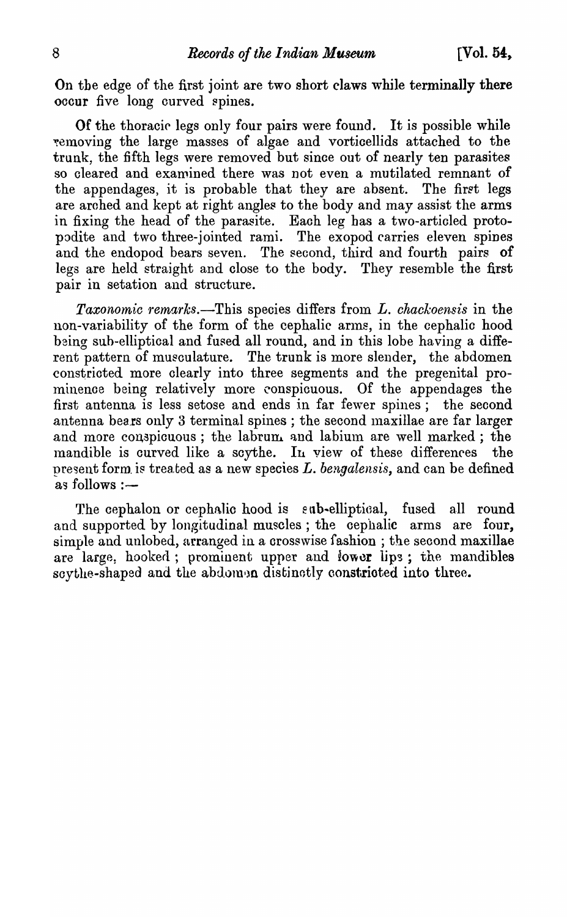On the edge of the first joint are two short claws while terminally there occur five long curved spines.

Of the thoracic legs only four pairs were found. It is possible while removing the large masses of algae and vorticellids attached to the trunk, the fifth legs were removed but since out of nearly ten parasites so cleared and examined there was not even a mutilated remnant of the appendages, it is probable that they are absent. The first legs are arched and kept at right angles to the body and may assist the arms in fixing the head of the parasite. Each leg has a two-articled protopodite and two three-jointed rami. The exopod carries eleven spines and the endopod bears seven. The second, third and fourth pairs of legs are held straight and close to the body. They resemble the first pair in setation and structure.

*Taxonomic remarks*.—This species differs from *L. chackoensis* in the non-variability of the form of the cephalic arms, in the cephalic hood being sub-elliptical and fused all round, and in this lobe having a different pattern of musculature. The trunk is more slender, the abdomen constricted more clearly into three segments and the pregenital prominence being relatively more conspicuous. Of the appendages the first antenna is less setose and ends in far fewer spines; the second antenna bears only 3 terminal spines; the second maxillae are far larger and more conspicuous; the labrum and labium are well marked; the mandible is curved like a scythe. In view of these differences the present form is treated as a new species *L. bengalensis*, and can be defined as follows :—

The cephalon or cephalic hood is sub-elliptical, fused all round and supported by longitudinal muscles; the cephalic arms are four, simple and unlobed, arranged in a crosswise fashion; the second maxillae are large, hooked; prominent upper and lower lips; the mandibles scythe-shaped and the abdomen distinctly constricted into three.